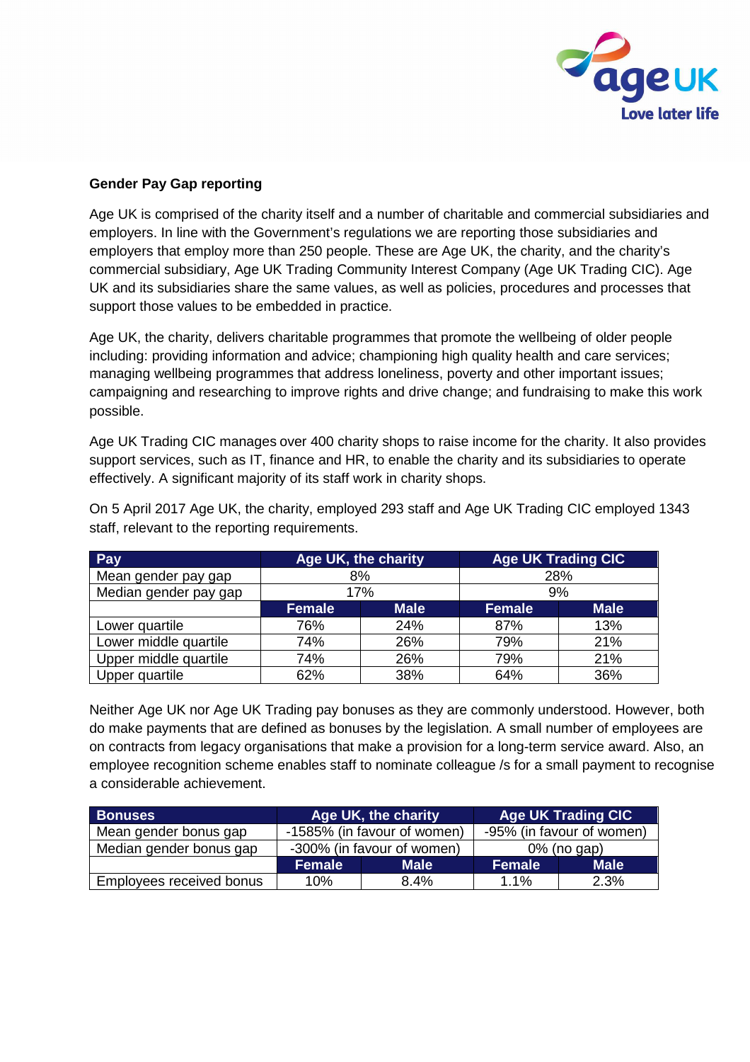**Gender Pay Gap reporting**

Age UK is comprised of the charity itself and a number of charitable and commercial subsidiaries and employers. In line with the Government's regulations we are reporting those subsidiaries and employers that employ more than 250 people. These are Age UK, the charity, and the charity's commercial subsidiary, Age UK Trading Community Interest Company (Age UK Trading CIC). Age UK and its subsidiaries share the same values, as well as policies, procedures and processes that support those values to be embedded in practice.

Age UK, the charity, delivers charitable programmes that promote the wellbeing of older people including: providing information and advice; championing high quality health and care services; managing wellbeing programmes that address loneliness, poverty and other important issues; campaigning and researching to improve rights and drive change; and fundraising to make this work possible.

Age UK Trading CIC manages over 400 charity shops to raise income for the charity. It also provides support services, such as IT, finance and HR, to enable the charity and its subsidiaries to operate effectively. A significant majority of its staff work in charity shops.

On 5 April 2017 Age UK, the charity, employed 293 staff and Age UK Trading CIC employed 1343 staff, relevant to the reporting requirements.

| Pay | Age UK, the charity | | Age UK Trading CIC | |
|---|---|---|---|---|
| Mean gender pay gap | 8% | | 28% | |
| Median gender pay gap | 17% | | 9% | |
| | Female | Male | Female | Male |
| Lower quartile | 76% | 24% | 87% | 13% |
| Lower middle quartile | 74% | 26% | 79% | 21% |
| Upper middle quartile | 74% | 26% | 79% | 21% |
| Upper quartile | 62% | 38% | 64% | 36% |

Neither Age UK nor Age UK Trading pay bonuses as they are commonly understood. However, both do make payments that are defined as bonuses by the legislation. A small number of employees are on contracts from legacy organisations that make a provision for a long-term service award. Also, an employee recognition scheme enables staff to nominate colleague /s for a small payment to recognise a considerable achievement.

| Bonuses | Age UK, the charity | | Age UK Trading CIC | |
|---|---|---|---|---|
| Mean gender bonus gap | -1585% (in favour of women) | | -95% (in favour of women) | |
| Median gender bonus gap | -300% (in favour of women) | | 0% (no gap) | |
| | Female | Male | Female | Male |
| Employees received bonus | 10% | 8.4% | 1.1% | 2.3% |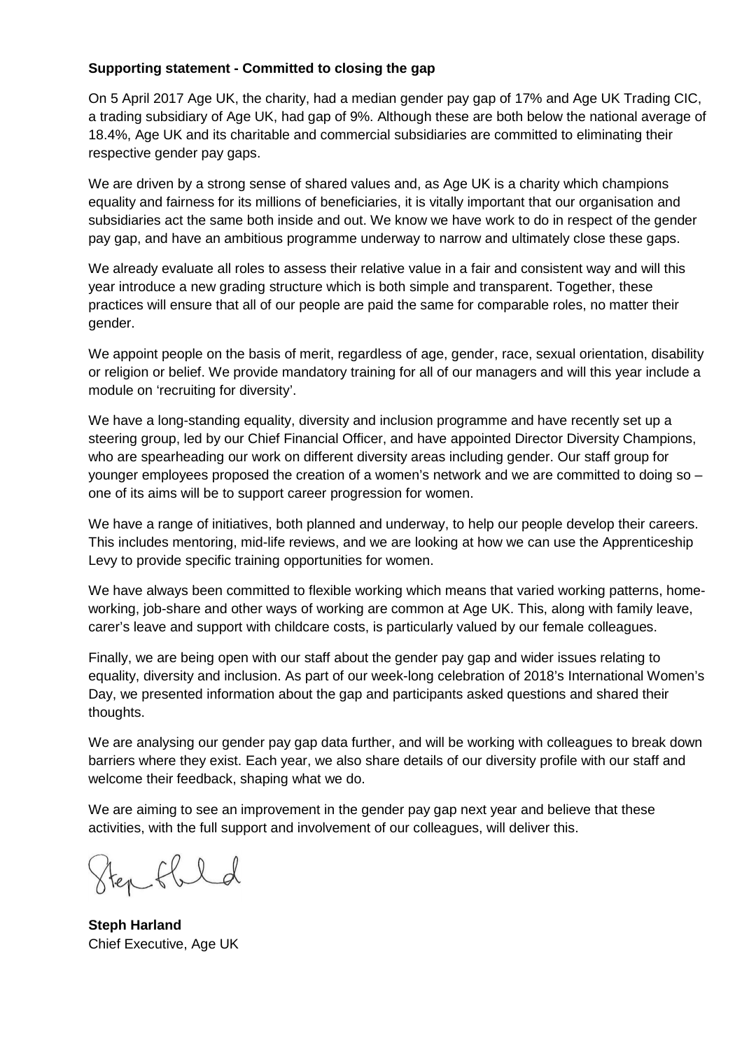**Supporting statement - Committed to closing the gap**

On 5 April 2017 Age UK, the charity, had a median gender pay gap of 17% and Age UK Trading CIC, a trading subsidiary of Age UK, had gap of 9%. Although these are both below the national average of 18.4%, Age UK and its charitable and commercial subsidiaries are committed to eliminating their respective gender pay gaps.

We are driven by a strong sense of shared values and, as Age UK is a charity which champions equality and fairness for its millions of beneficiaries, it is vitally important that our organisation and subsidiaries act the same both inside and out. We know we have work to do in respect of the gender pay gap, and have an ambitious programme underway to narrow and ultimately close these gaps.

We already evaluate all roles to assess their relative value in a fair and consistent way and will this year introduce a new grading structure which is both simple and transparent. Together, these practices will ensure that all of our people are paid the same for comparable roles, no matter their gender.

We appoint people on the basis of merit, regardless of age, gender, race, sexual orientation, disability or religion or belief. We provide mandatory training for all of our managers and will this year include a module on 'recruiting for diversity'.

We have a long-standing equality, diversity and inclusion programme and have recently set up a steering group, led by our Chief Financial Officer, and have appointed Director Diversity Champions, who are spearheading our work on different diversity areas including gender. Our staff group for younger employees proposed the creation of a women's network and we are committed to doing so – one of its aims will be to support career progression for women.

We have a range of initiatives, both planned and underway, to help our people develop their careers. This includes mentoring, mid-life reviews, and we are looking at how we can use the Apprenticeship Levy to provide specific training opportunities for women.

We have always been committed to flexible working which means that varied working patterns, home-working, job-share and other ways of working are common at Age UK. This, along with family leave, carer's leave and support with childcare costs, is particularly valued by our female colleagues.

Finally, we are being open with our staff about the gender pay gap and wider issues relating to equality, diversity and inclusion. As part of our week-long celebration of 2018's International Women's Day, we presented information about the gap and participants asked questions and shared their thoughts.

We are analysing our gender pay gap data further, and will be working with colleagues to break down barriers where they exist. Each year, we also share details of our diversity profile with our staff and welcome their feedback, shaping what we do.

We are aiming to see an improvement in the gender pay gap next year and believe that these activities, with the full support and involvement of our colleagues, will deliver this.

**Steph Harland**
Chief Executive, Age UK